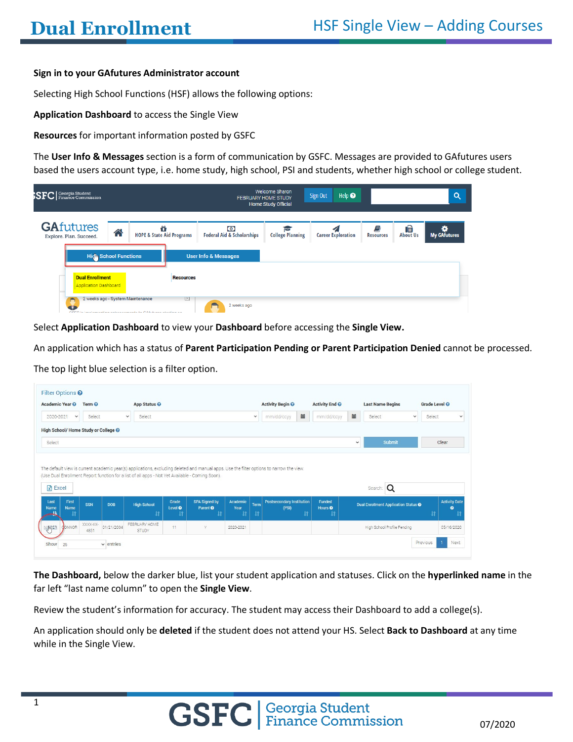# Dual Enrollment

## HSF Single View – Adding Courses

**Sign in to your GAfutures Administrator account**

Selecting High School Functions (HSF) allows the following options:

**Application Dashboard** to access the Single View

**Resources** for important information posted by GSFC

The **User Info & Messages** section is a form of communication by GSFC. Messages are provided to GAfutures users based the users account type, i.e. home study, high school, PSI and students, whether high school or college student.

Select **Application Dashboard** to view your **Dashboard** before accessing the **Single View.**

An application which has a status of **Parent Participation Pending or Parent Participation Denied** cannot be processed.

The top light blue selection is a filter option.

**The Dashboard,** below the darker blue, list your student application and statuses. Click on the **hyperlinked name** in the far left "last name column" to open the **Single View**.

Review the student's information for accuracy. The student may access their Dashboard to add a college(s).

An application should only be **deleted** if the student does not attend your HS. Select **Back to Dashboard** at any time while in the Single View.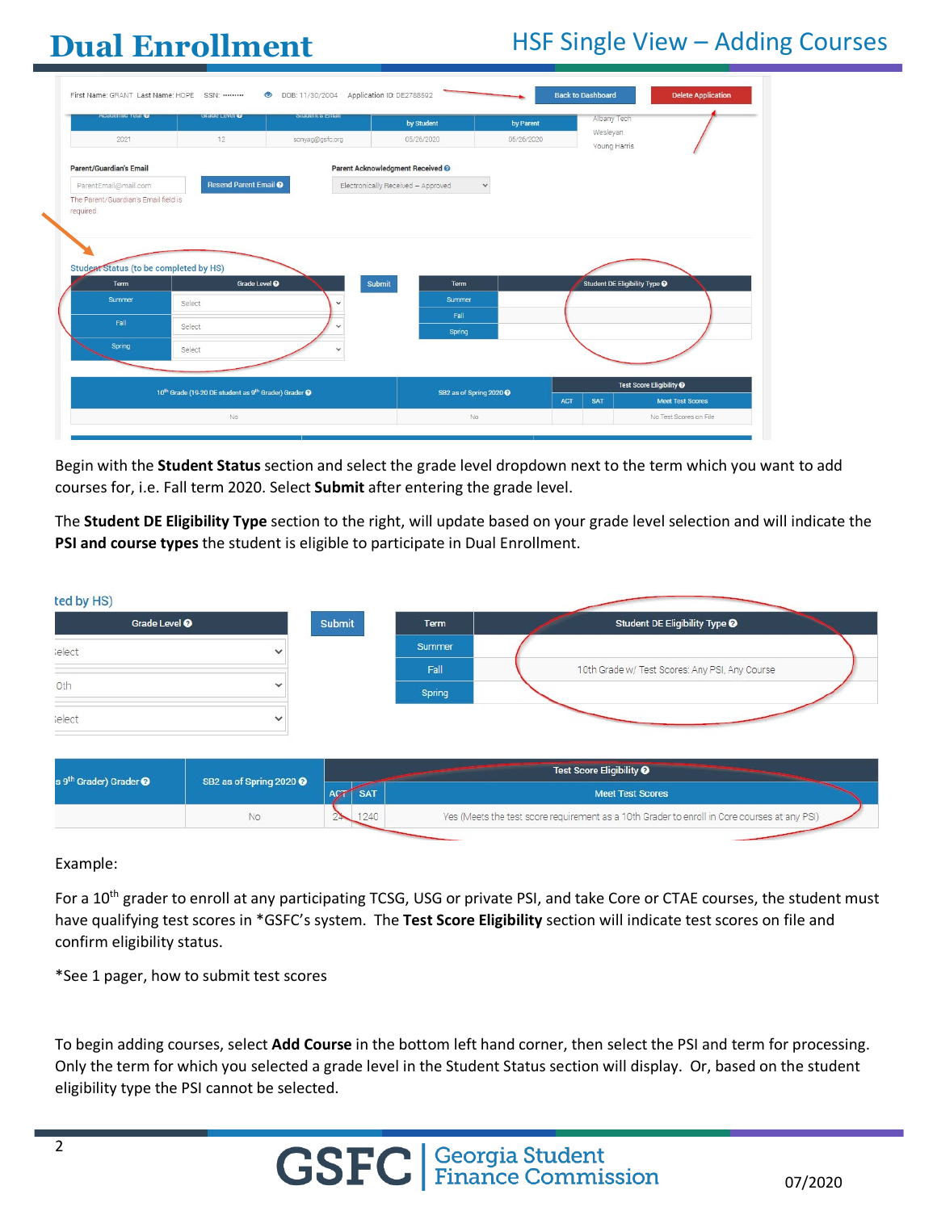Begin with the **Student Status** section and select the grade level dropdown next to the term which you want to add courses for, i.e. Fall term 2020. Select **Submit** after entering the grade level.

The **Student DE Eligibility Type** section to the right, will update based on your grade level selection and will indicate the **PSI and course types** the student is eligible to participate in Dual Enrollment.

Example:

For a 10th grader to enroll at any participating TCSG, USG or private PSI, and take Core or CTAE courses, the student must have qualifying test scores in *GSFC's system. The **Test Score Eligibility** section will indicate test scores on file and confirm eligibility status.

*See 1 pager, how to submit test scores

To begin adding courses, select **Add Course** in the bottom left hand corner, then select the PSI and term for processing. Only the term for which you selected a grade level in the Student Status section will display. Or, based on the student eligibility type the PSI cannot be selected.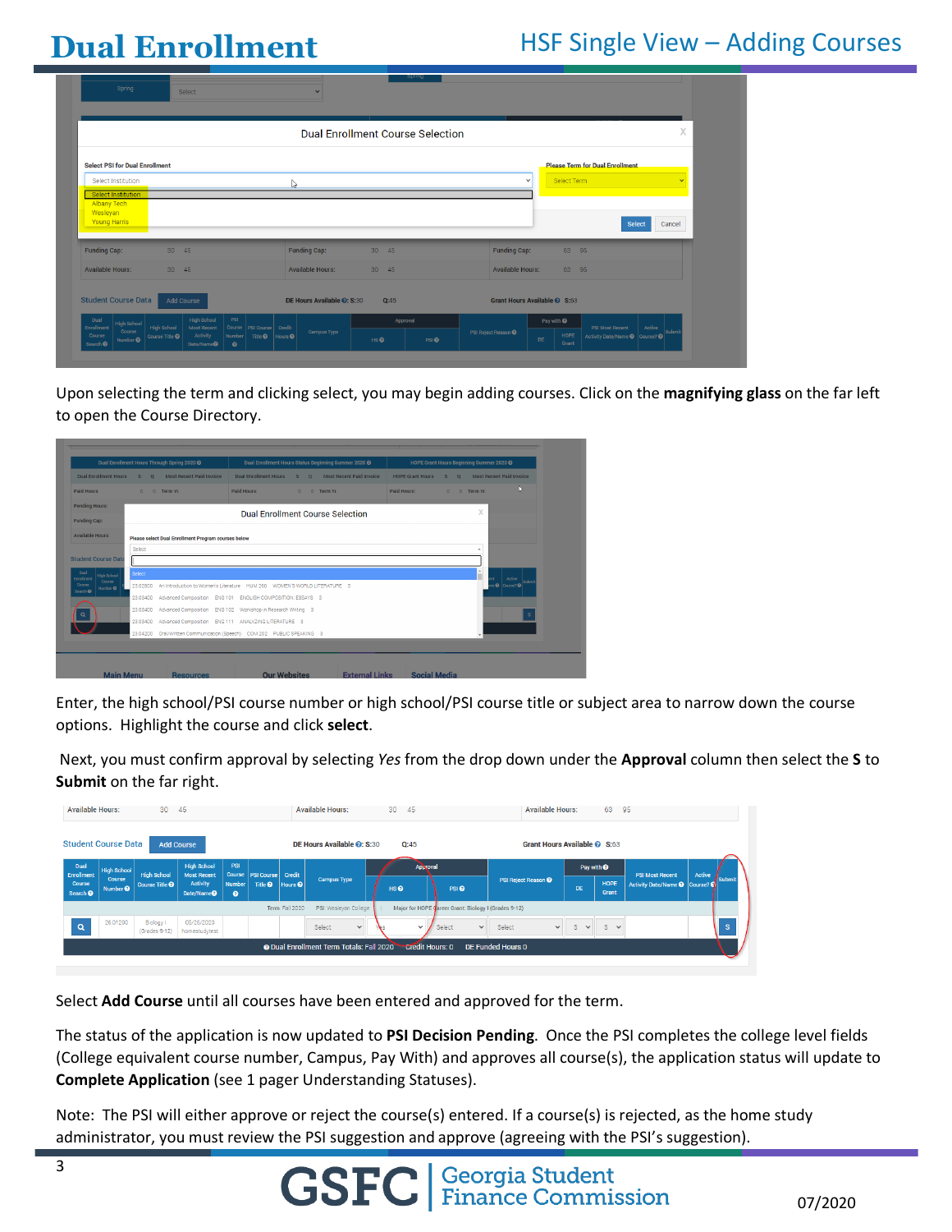Upon selecting the term and clicking select, you may begin adding courses. Click on the **magnifying glass** on the far left to open the Course Directory.

Enter, the high school/PSI course number or high school/PSI course title or subject area to narrow down the course options. Highlight the course and click **select**.

Next, you must confirm approval by selecting *Yes* from the drop down under the **Approval** column then select the **S** to **Submit** on the far right.

Select **Add Course** until all courses have been entered and approved for the term.

The status of the application is now updated to **PSI Decision Pending**. Once the PSI completes the college level fields (College equivalent course number, Campus, Pay With) and approves all course(s), the application status will update to **Complete Application** (see 1 pager Understanding Statuses).

Note: The PSI will either approve or reject the course(s) entered. If a course(s) is rejected, as the home study administrator, you must review the PSI suggestion and approve (agreeing with the PSI's suggestion).